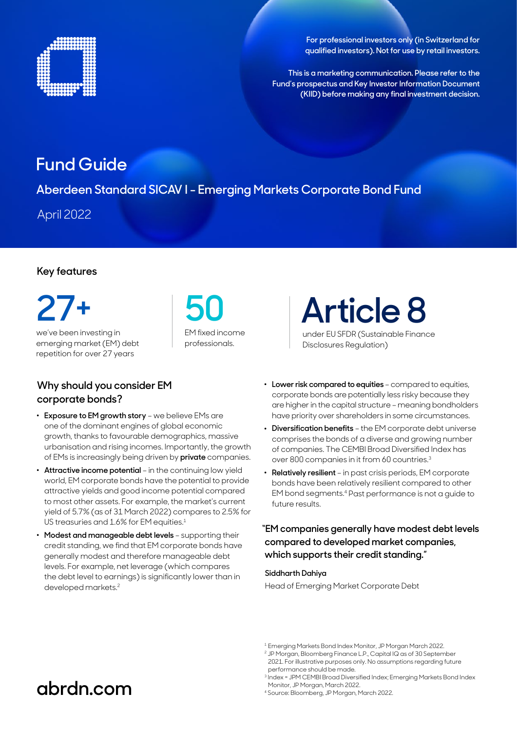For professional investors only (in Switzerland for qualified investors). Not for use by retail investors.

This is a marketing communication. Please refer to the Fund's prospectus and Key Investor Information Document (KIID) before making any final investment decision.

# Fund Guide

## Aberdeen Standard SICAV I - Emerging Markets Corporate Bond Fund

April 2022

### Key features

**27+**
we've been investing in emerging market (EM) debt repetition for over 27 years

**50**
EM fixed income professionals.

**Article 8**
under EU SFDR (Sustainable Finance Disclosures Regulation)

### Why should you consider EM corporate bonds?

- **Exposure to EM growth story** – we believe EMs are one of the dominant engines of global economic growth, thanks to favourable demographics, massive urbanisation and rising incomes. Importantly, the growth of EMs is increasingly being driven by **private** companies.
- **Attractive income potential** – in the continuing low yield world, EM corporate bonds have the potential to provide attractive yields and good income potential compared to most other assets. For example, the market's current yield of 5.7% (as of 31 March 2022) compares to 2.5% for US treasuries and 1.6% for EM equities.[1]
- **Modest and manageable debt levels** – supporting their credit standing, we find that EM corporate bonds have generally modest and therefore manageable debt levels. For example, net leverage (which compares the debt level to earnings) is significantly lower than in developed markets.[2]
- **Lower risk compared to equities** – compared to equities, corporate bonds are potentially less risky because they are higher in the capital structure – meaning bondholders have priority over shareholders in some circumstances.
- **Diversification benefits** – the EM corporate debt universe comprises the bonds of a diverse and growing number of companies. The CEMBI Broad Diversified Index has over 800 companies in it from 60 countries.[3]
- **Relatively resilient** – in past crisis periods, EM corporate bonds have been relatively resilient compared to other EM bond segments.[4] Past performance is not a guide to future results.

"EM companies generally have modest debt levels compared to developed market companies, which supports their credit standing."

**Siddharth Dahiya**
Head of Emerging Market Corporate Debt

[1] Emerging Markets Bond Index Monitor, JP Morgan March 2022.
[2] JP Morgan, Bloomberg Finance L.P., Capital IQ as of 30 September 2021. For illustrative purposes only. No assumptions regarding future performance should be made.
[3] Index = JPM CEMBI Broad Diversified Index; Emerging Markets Bond Index Monitor, JP Morgan, March 2022.
[4] Source: Bloomberg, JP Morgan, March 2022.

abrdn.com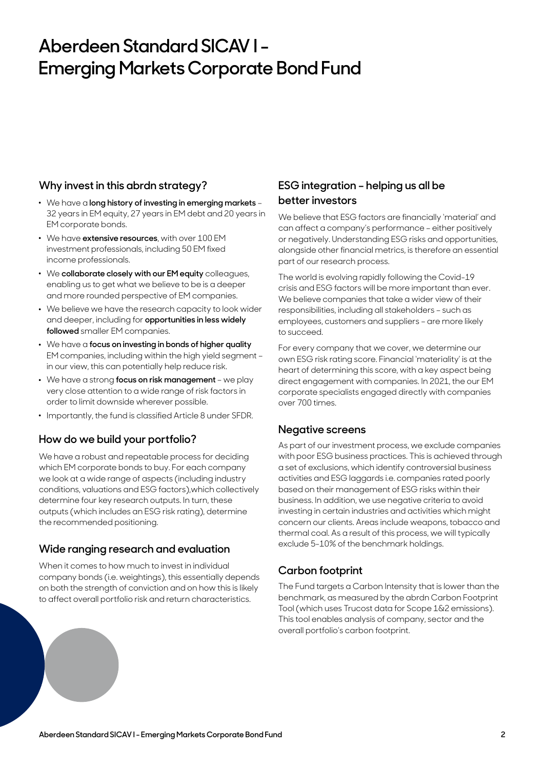# Aberdeen Standard SICAV I - Emerging Markets Corporate Bond Fund

## Why invest in this abrdn strategy?

- We have a **long history of investing in emerging markets** – 32 years in EM equity, 27 years in EM debt and 20 years in EM corporate bonds.
- We have **extensive resources**, with over 100 EM investment professionals, including 50 EM fixed income professionals.
- We **collaborate closely with our EM equity** colleagues, enabling us to get what we believe to be is a deeper and more rounded perspective of EM companies.
- We believe we have the research capacity to look wider and deeper, including for **opportunities in less widely followed** smaller EM companies.
- We have a **focus on investing in bonds of higher quality** EM companies, including within the high yield segment – in our view, this can potentially help reduce risk.
- We have a strong **focus on risk management** – we play very close attention to a wide range of risk factors in order to limit downside wherever possible.
- Importantly, the fund is classified Article 8 under SFDR.

## How do we build your portfolio?

We have a robust and repeatable process for deciding which EM corporate bonds to buy. For each company we look at a wide range of aspects (including industry conditions, valuations and ESG factors),which collectively determine four key research outputs. In turn, these outputs (which includes an ESG risk rating), determine the recommended positioning.

## Wide ranging research and evaluation

When it comes to how much to invest in individual company bonds (i.e. weightings), this essentially depends on both the strength of conviction and on how this is likely to affect overall portfolio risk and return characteristics.

## ESG integration – helping us all be better investors

We believe that ESG factors are financially 'material' and can affect a company's performance – either positively or negatively. Understanding ESG risks and opportunities, alongside other financial metrics, is therefore an essential part of our research process.

The world is evolving rapidly following the Covid-19 crisis and ESG factors will be more important than ever. We believe companies that take a wider view of their responsibilities, including all stakeholders – such as employees, customers and suppliers – are more likely to succeed.

For every company that we cover, we determine our own ESG risk rating score. Financial 'materiality' is at the heart of determining this score, with a key aspect being direct engagement with companies. In 2021, the our EM corporate specialists engaged directly with companies over 700 times.

## Negative screens

As part of our investment process, we exclude companies with poor ESG business practices. This is achieved through a set of exclusions, which identify controversial business activities and ESG laggards i.e. companies rated poorly based on their management of ESG risks within their business. In addition, we use negative criteria to avoid investing in certain industries and activities which might concern our clients. Areas include weapons, tobacco and thermal coal. As a result of this process, we will typically exclude 5-10% of the benchmark holdings.

## Carbon footprint

The Fund targets a Carbon Intensity that is lower than the benchmark, as measured by the abrdn Carbon Footprint Tool (which uses Trucost data for Scope 1&2 emissions). This tool enables analysis of company, sector and the overall portfolio's carbon footprint.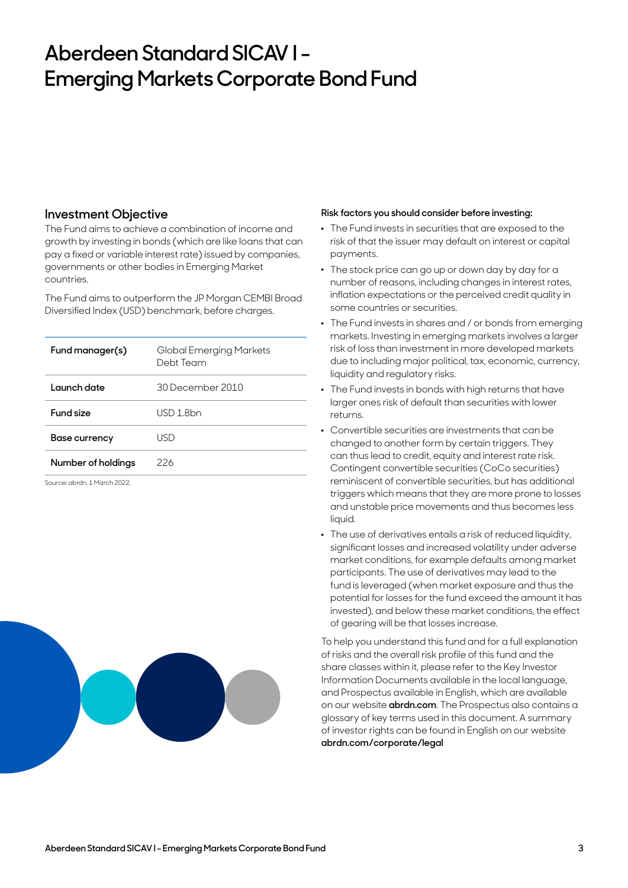# Aberdeen Standard SICAV I – Emerging Markets Corporate Bond Fund

## Investment Objective

The Fund aims to achieve a combination of income and growth by investing in bonds (which are like loans that can pay a fixed or variable interest rate) issued by companies, governments or other bodies in Emerging Market countries.

The Fund aims to outperform the JP Morgan CEMBI Broad Diversified Index (USD) benchmark, before charges.

| | |
|---|---|
| **Fund manager(s)** | Global Emerging Markets Debt Team |
| **Launch date** | 30 December 2010 |
| **Fund size** | USD 1.8bn |
| **Base currency** | USD |
| **Number of holdings** | 226 |

Source: abrdn, 1 March 2022.

**Risk factors you should consider before investing:**

- The Fund invests in securities that are exposed to the risk of that the issuer may default on interest or capital payments.
- The stock price can go up or down day by day for a number of reasons, including changes in interest rates, inflation expectations or the perceived credit quality in some countries or securities.
- The Fund invests in shares and / or bonds from emerging markets. Investing in emerging markets involves a larger risk of loss than investment in more developed markets due to including major political, tax, economic, currency, liquidity and regulatory risks.
- The Fund invests in bonds with high returns that have larger ones risk of default than securities with lower returns.
- Convertible securities are investments that can be changed to another form by certain triggers. They can thus lead to credit, equity and interest rate risk. Contingent convertible securities (CoCo securities) reminiscent of convertible securities, but has additional triggers which means that they are more prone to losses and unstable price movements and thus becomes less liquid.
- The use of derivatives entails a risk of reduced liquidity, significant losses and increased volatility under adverse market conditions, for example defaults among market participants. The use of derivatives may lead to the fund is leveraged (when market exposure and thus the potential for losses for the fund exceed the amount it has invested), and below these market conditions, the effect of gearing will be that losses increase.

To help you understand this fund and for a full explanation of risks and the overall risk profile of this fund and the share classes within it, please refer to the Key Investor Information Documents available in the local language, and Prospectus available in English, which are available on our website **abrdn.com**. The Prospectus also contains a glossary of key terms used in this document. A summary of investor rights can be found in English on our website **abrdn.com/corporate/legal**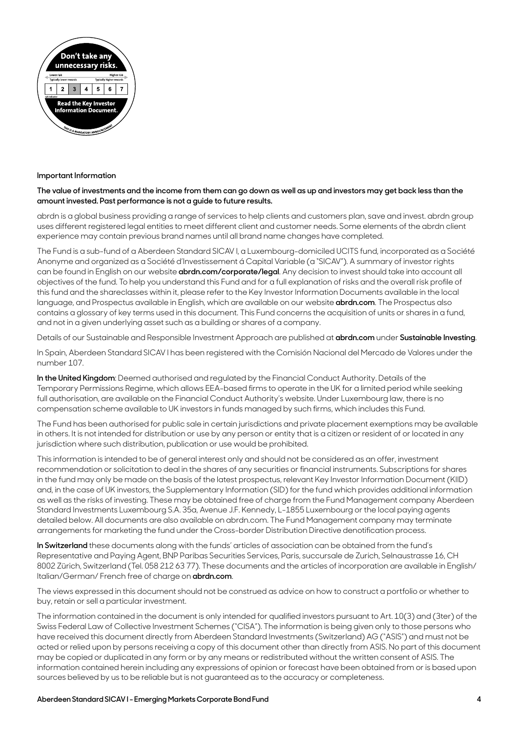Don't take any unnecessary risks.

| Lower risk | | | | | | Higher risk |
|---|---|---|---|---|---|---|
| Typically lower rewards | | | | | | Typically higher rewards |
| 1 | 2 | 3 | 4 | 5 | 6 | 7 |

Read the Key Investor Information Document.

THIS IS A MANDATORY ANNOUNCEMENT

**Important Information**

**The value of investments and the income from them can go down as well as up and investors may get back less than the amount invested. Past performance is not a guide to future results.**

abrdn is a global business providing a range of services to help clients and customers plan, save and invest. abrdn group uses different registered legal entities to meet different client and customer needs. Some elements of the abrdn client experience may contain previous brand names until all brand name changes have completed.

The Fund is a sub-fund of a Aberdeen Standard SICAV I, a Luxembourg-domiciled UCITS fund, incorporated as a Société Anonyme and organized as a Société d'Investissement á Capital Variable (a "SICAV"). A summary of investor rights can be found in English on our website **abrdn.com/corporate/legal**. Any decision to invest should take into account all objectives of the fund. To help you understand this Fund and for a full explanation of risks and the overall risk profile of this fund and the shareclasses within it, please refer to the Key Investor Information Documents available in the local language, and Prospectus available in English, which are available on our website **abrdn.com**. The Prospectus also contains a glossary of key terms used in this document. This Fund concerns the acquisition of units or shares in a fund, and not in a given underlying asset such as a building or shares of a company.

Details of our Sustainable and Responsible Investment Approach are published at **abrdn.com** under **Sustainable Investing**.

In Spain, Aberdeen Standard SICAV I has been registered with the Comisión Nacional del Mercado de Valores under the number 107.

**In the United Kingdom**: Deemed authorised and regulated by the Financial Conduct Authority. Details of the Temporary Permissions Regime, which allows EEA-based firms to operate in the UK for a limited period while seeking full authorisation, are available on the Financial Conduct Authority's website. Under Luxembourg law, there is no compensation scheme available to UK investors in funds managed by such firms, which includes this Fund.

The Fund has been authorised for public sale in certain jurisdictions and private placement exemptions may be available in others. It is not intended for distribution or use by any person or entity that is a citizen or resident of or located in any jurisdiction where such distribution, publication or use would be prohibited.

This information is intended to be of general interest only and should not be considered as an offer, investment recommendation or solicitation to deal in the shares of any securities or financial instruments. Subscriptions for shares in the fund may only be made on the basis of the latest prospectus, relevant Key Investor Information Document (KIID) and, in the case of UK investors, the Supplementary Information (SID) for the fund which provides additional information as well as the risks of investing. These may be obtained free of charge from the Fund Management company Aberdeen Standard Investments Luxembourg S.A. 35a, Avenue J.F. Kennedy, L-1855 Luxembourg or the local paying agents detailed below. All documents are also available on abrdn.com. The Fund Management company may terminate arrangements for marketing the fund under the Cross-border Distribution Directive denotification process.

**In Switzerland** these documents along with the funds' articles of association can be obtained from the fund's Representative and Paying Agent, BNP Paribas Securities Services, Paris, succursale de Zurich, Selnaustrasse 16, CH 8002 Zürich, Switzerland (Tel. 058 212 63 77). These documents and the articles of incorporation are available in English/ Italian/German/ French free of charge on **abrdn.com**.

The views expressed in this document should not be construed as advice on how to construct a portfolio or whether to buy, retain or sell a particular investment.

The information contained in the document is only intended for qualified investors pursuant to Art. 10(3) and (3ter) of the Swiss Federal Law of Collective Investment Schemes ("CISA"). The information is being given only to those persons who have received this document directly from Aberdeen Standard Investments (Switzerland) AG ("ASIS") and must not be acted or relied upon by persons receiving a copy of this document other than directly from ASIS. No part of this document may be copied or duplicated in any form or by any means or redistributed without the written consent of ASIS. The information contained herein including any expressions of opinion or forecast have been obtained from or is based upon sources believed by us to be reliable but is not guaranteed as to the accuracy or completeness.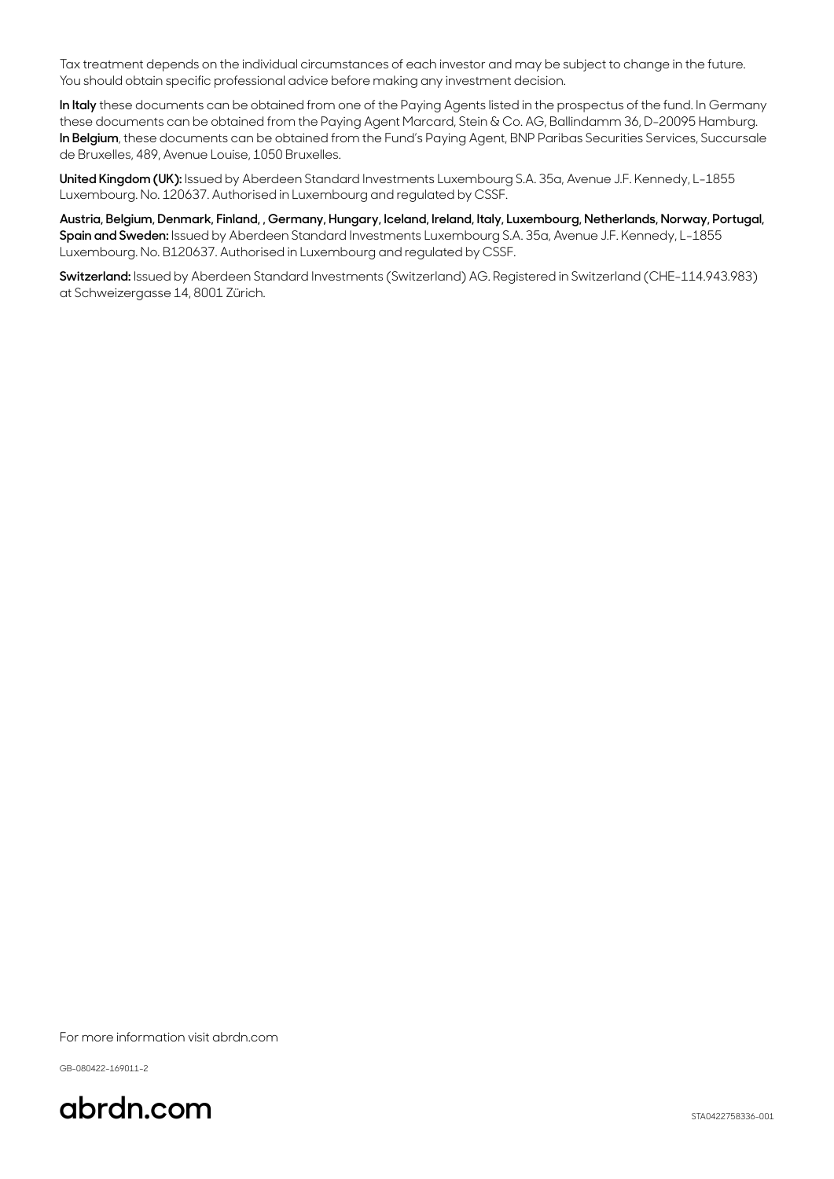Tax treatment depends on the individual circumstances of each investor and may be subject to change in the future. You should obtain specific professional advice before making any investment decision.

**In Italy** these documents can be obtained from one of the Paying Agents listed in the prospectus of the fund. In Germany these documents can be obtained from the Paying Agent Marcard, Stein & Co. AG, Ballindamm 36, D-20095 Hamburg. **In Belgium**, these documents can be obtained from the Fund's Paying Agent, BNP Paribas Securities Services, Succursale de Bruxelles, 489, Avenue Louise, 1050 Bruxelles.

**United Kingdom (UK):** Issued by Aberdeen Standard Investments Luxembourg S.A. 35a, Avenue J.F. Kennedy, L-1855 Luxembourg. No. 120637. Authorised in Luxembourg and regulated by CSSF.

**Austria, Belgium, Denmark, Finland, , Germany, Hungary, Iceland, Ireland, Italy, Luxembourg, Netherlands, Norway, Portugal, Spain and Sweden:** Issued by Aberdeen Standard Investments Luxembourg S.A. 35a, Avenue J.F. Kennedy, L-1855 Luxembourg. No. B120637. Authorised in Luxembourg and regulated by CSSF.

**Switzerland:** Issued by Aberdeen Standard Investments (Switzerland) AG. Registered in Switzerland (CHE-114.943.983) at Schweizergasse 14, 8001 Zürich.

For more information visit abrdn.com

GB-080422-169011-2

abrdn.com

STA0422758336-001